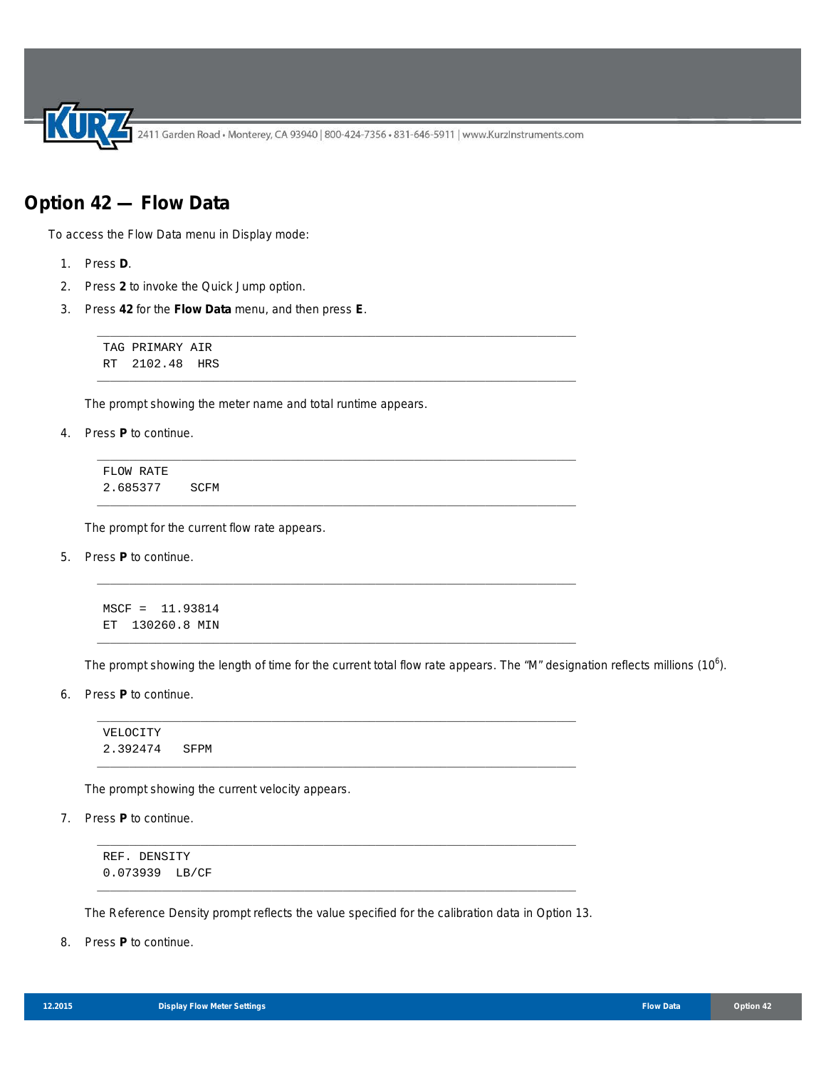# Option 42 — Flow Data

To access the Flow Data menu in Display mode:

1. Press **D**.
2. Press **2** to invoke the Quick Jump option.
3. Press **42** for the **Flow Data** menu, and then press **E**.

   ```
   TAG PRIMARY AIR
   RT  2102.48  HRS
   ```

   The prompt showing the meter name and total runtime appears.

4. Press **P** to continue.

   ```
   FLOW RATE
   2.685377    SCFM
   ```

   The prompt for the current flow rate appears.

5. Press **P** to continue.

   ```
   MSCF =  11.93814
   ET  130260.8 MIN
   ```

   The prompt showing the length of time for the current total flow rate appears. The "M" designation reflects millions ($10^6$).

6. Press **P** to continue.

   ```
   VELOCITY
   2.392474   SFPM
   ```

   The prompt showing the current velocity appears.

7. Press **P** to continue.

   ```
   REF. DENSITY
   0.073939  LB/CF
   ```

   The Reference Density prompt reflects the value specified for the calibration data in Option 13.

8. Press **P** to continue.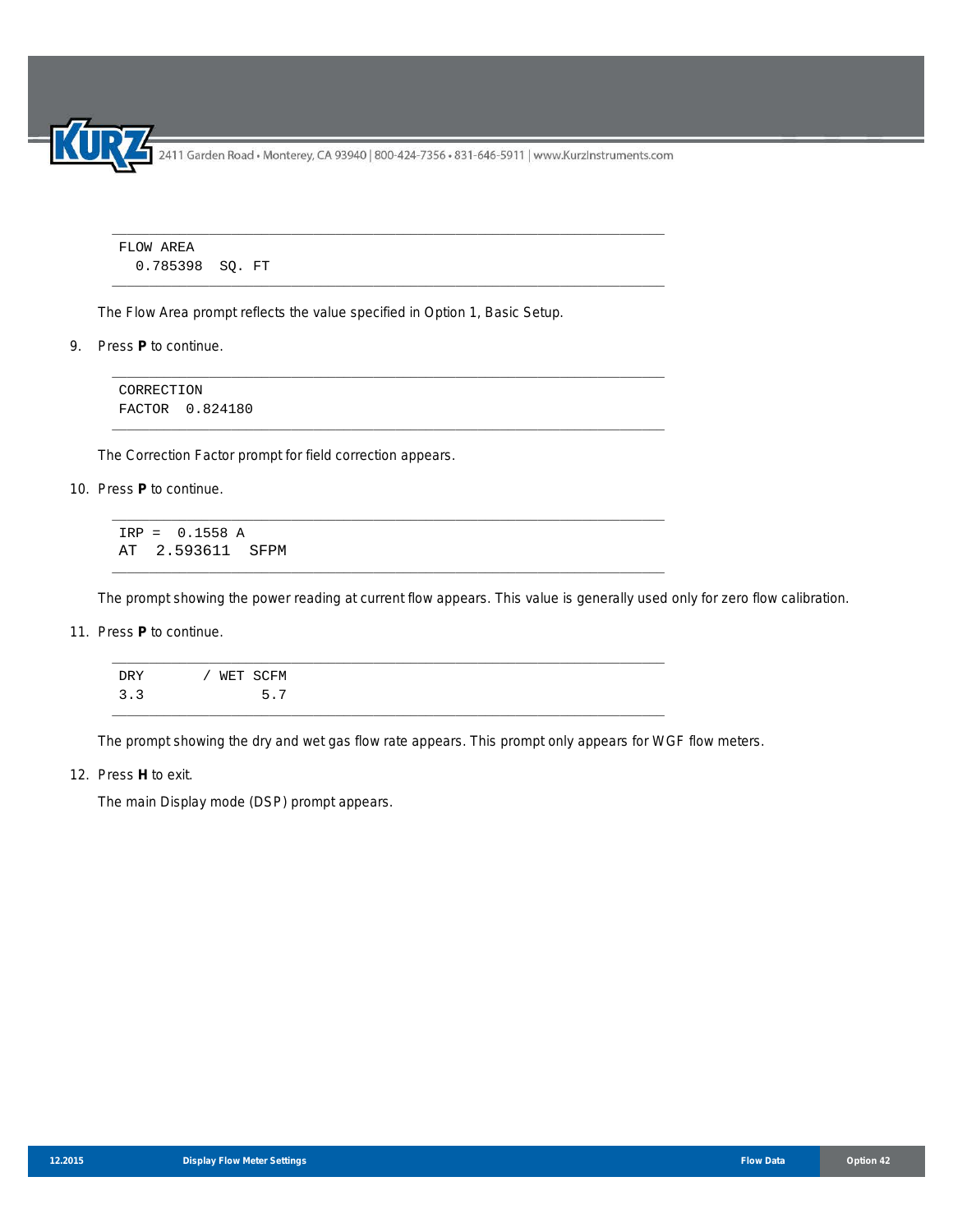```
FLOW AREA
  0.785398   SQ. FT
```

The Flow Area prompt reflects the value specified in Option 1, Basic Setup.

9. Press **P** to continue.

```
CORRECTION
FACTOR  0.824180
```

The Correction Factor prompt for field correction appears.

10. Press **P** to continue.

```
IRP =  0.1558 A
AT  2.593611  SFPM
```

The prompt showing the power reading at current flow appears. This value is generally used only for zero flow calibration.

11. Press **P** to continue.

```
DRY       / WET SCFM
3.3             5.7
```

The prompt showing the dry and wet gas flow rate appears. This prompt only appears for WGF flow meters.

12. Press **H** to exit.

The main Display mode (DSP) prompt appears.